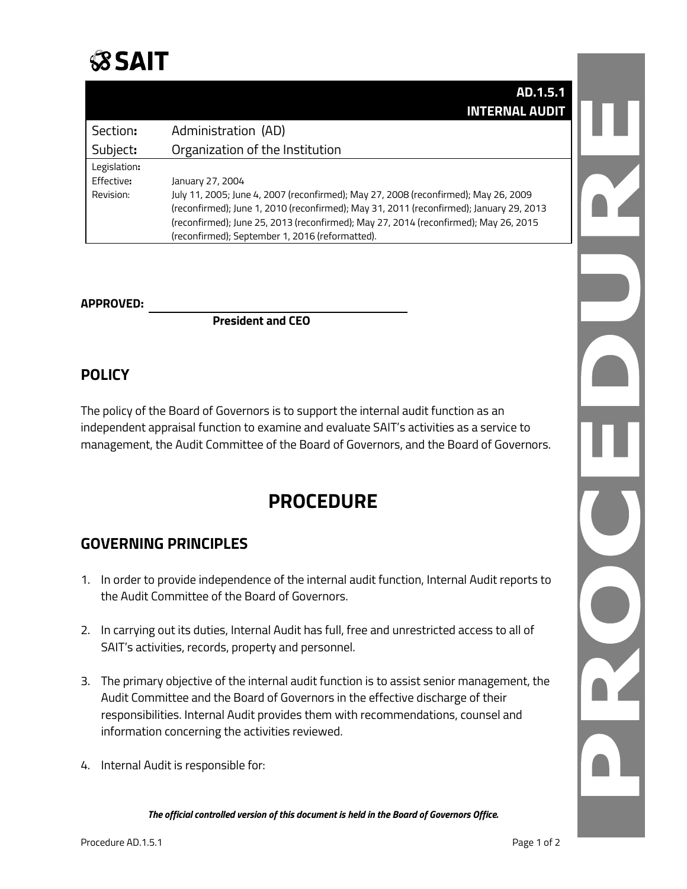**SAIT**

| | **AD.1.5.1 INTERNAL AUDIT** |
|---|---|
| Section**:** | Administration (AD) |
| Subject**:** | Organization of the Institution |
| Legislation**:** | |
| Effective**:** | January 27, 2004 |
| Revision: | July 11, 2005; June 4, 2007 (reconfirmed); May 27, 2008 (reconfirmed); May 26, 2009 (reconfirmed); June 1, 2010 (reconfirmed); May 31, 2011 (reconfirmed); January 29, 2013 (reconfirmed); June 25, 2013 (reconfirmed); May 27, 2014 (reconfirmed); May 26, 2015 (reconfirmed); September 1, 2016 (reformatted). |

**APPROVED:** ______________________________

**President and CEO**

## POLICY

The policy of the Board of Governors is to support the internal audit function as an independent appraisal function to examine and evaluate SAIT's activities as a service to management, the Audit Committee of the Board of Governors, and the Board of Governors.

# PROCEDURE

## GOVERNING PRINCIPLES

1. In order to provide independence of the internal audit function, Internal Audit reports to the Audit Committee of the Board of Governors.

2. In carrying out its duties, Internal Audit has full, free and unrestricted access to all of SAIT's activities, records, property and personnel.

3. The primary objective of the internal audit function is to assist senior management, the Audit Committee and the Board of Governors in the effective discharge of their responsibilities. Internal Audit provides them with recommendations, counsel and information concerning the activities reviewed.

4. Internal Audit is responsible for:

***The official controlled version of this document is held in the Board of Governors Office.***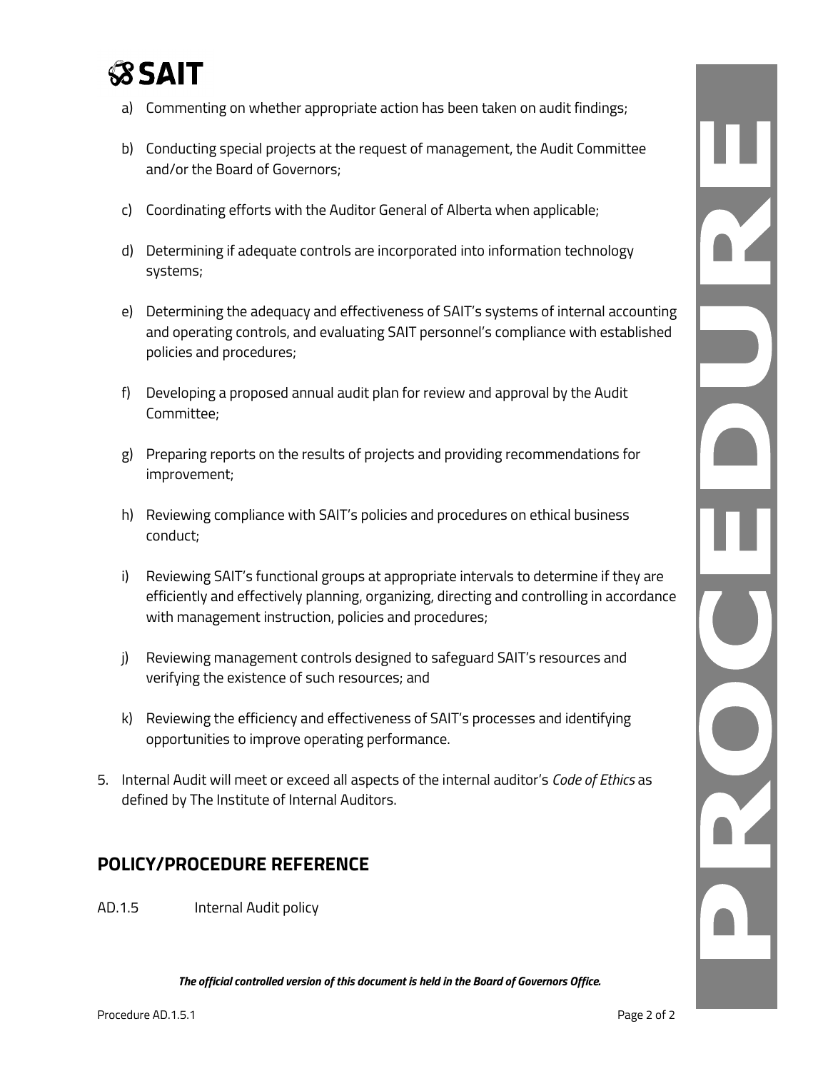a) Commenting on whether appropriate action has been taken on audit findings;

b) Conducting special projects at the request of management, the Audit Committee and/or the Board of Governors;

c) Coordinating efforts with the Auditor General of Alberta when applicable;

d) Determining if adequate controls are incorporated into information technology systems;

e) Determining the adequacy and effectiveness of SAIT's systems of internal accounting and operating controls, and evaluating SAIT personnel's compliance with established policies and procedures;

f) Developing a proposed annual audit plan for review and approval by the Audit Committee;

g) Preparing reports on the results of projects and providing recommendations for improvement;

h) Reviewing compliance with SAIT's policies and procedures on ethical business conduct;

i) Reviewing SAIT's functional groups at appropriate intervals to determine if they are efficiently and effectively planning, organizing, directing and controlling in accordance with management instruction, policies and procedures;

j) Reviewing management controls designed to safeguard SAIT's resources and verifying the existence of such resources; and

k) Reviewing the efficiency and effectiveness of SAIT's processes and identifying opportunities to improve operating performance.

5. Internal Audit will meet or exceed all aspects of the internal auditor's *Code of Ethics* as defined by The Institute of Internal Auditors.

## POLICY/PROCEDURE REFERENCE

AD.1.5 Internal Audit policy

***The official controlled version of this document is held in the Board of Governors Office.***